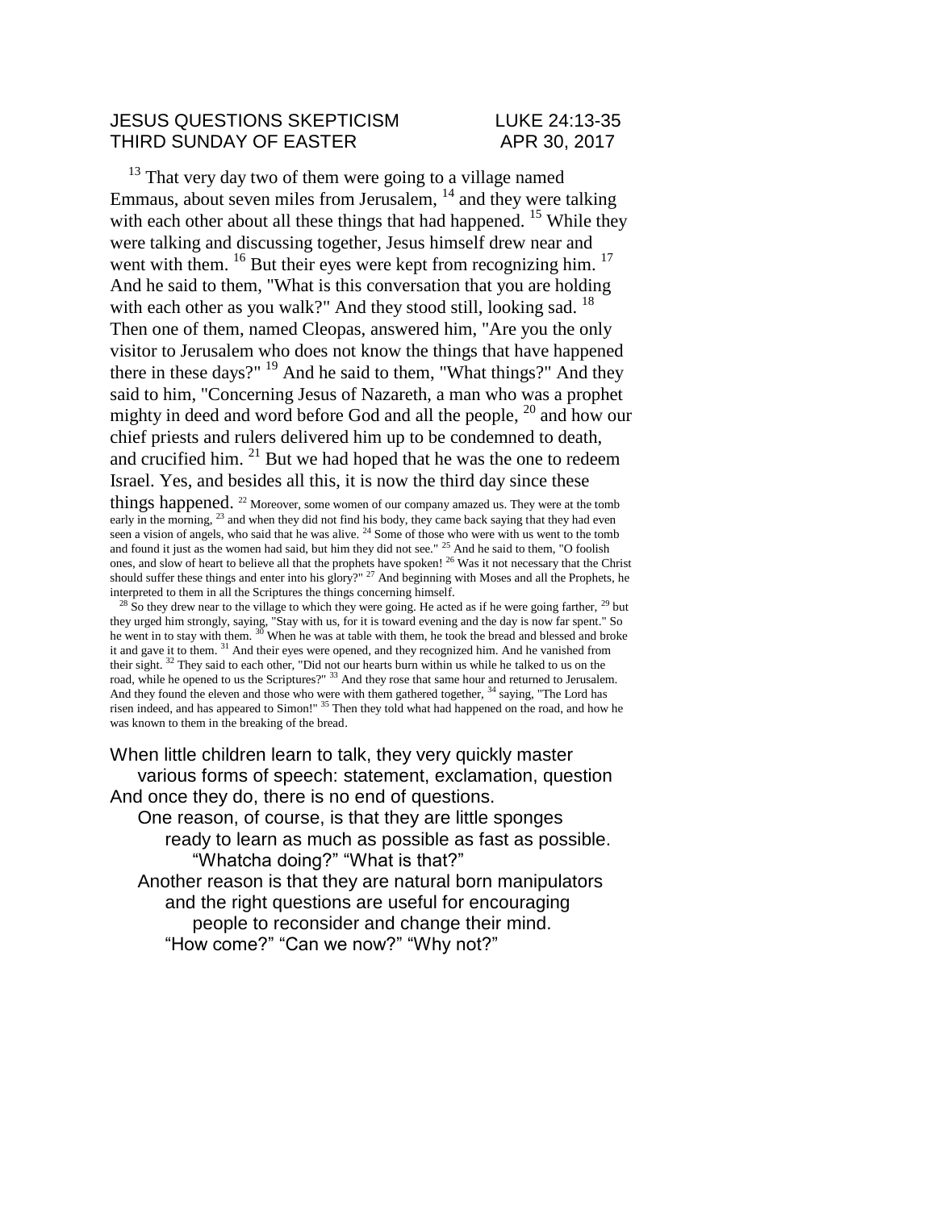JESUS QUESTIONS SKEPTICISM LUKE 24:13-35
THIRD SUNDAY OF EASTER APR 30, 2017

[13] That very day two of them were going to a village named Emmaus, about seven miles from Jerusalem, [14] and they were talking with each other about all these things that had happened. [15] While they were talking and discussing together, Jesus himself drew near and went with them. [16] But their eyes were kept from recognizing him. [17] And he said to them, "What is this conversation that you are holding with each other as you walk?" And they stood still, looking sad. [18] Then one of them, named Cleopas, answered him, "Are you the only visitor to Jerusalem who does not know the things that have happened there in these days?" [19] And he said to them, "What things?" And they said to him, "Concerning Jesus of Nazareth, a man who was a prophet mighty in deed and word before God and all the people, [20] and how our chief priests and rulers delivered him up to be condemned to death, and crucified him. [21] But we had hoped that he was the one to redeem Israel. Yes, and besides all this, it is now the third day since these things happened. [22] Moreover, some women of our company amazed us. They were at the tomb early in the morning, [23] and when they did not find his body, they came back saying that they had even seen a vision of angels, who said that he was alive. [24] Some of those who were with us went to the tomb and found it just as the women had said, but him they did not see." [25] And he said to them, "O foolish ones, and slow of heart to believe all that the prophets have spoken! [26] Was it not necessary that the Christ should suffer these things and enter into his glory?" [27] And beginning with Moses and all the Prophets, he interpreted to them in all the Scriptures the things concerning himself.

[28] So they drew near to the village to which they were going. He acted as if he were going farther, [29] but they urged him strongly, saying, "Stay with us, for it is toward evening and the day is now far spent." So he went in to stay with them. [30] When he was at table with them, he took the bread and blessed and broke it and gave it to them. [31] And their eyes were opened, and they recognized him. And he vanished from their sight. [32] They said to each other, "Did not our hearts burn within us while he talked to us on the road, while he opened to us the Scriptures?" [33] And they rose that same hour and returned to Jerusalem. And they found the eleven and those who were with them gathered together, [34] saying, "The Lord has risen indeed, and has appeared to Simon!" [35] Then they told what had happened on the road, and how he was known to them in the breaking of the bread.

When little children learn to talk, they very quickly master
    various forms of speech: statement, exclamation, question
And once they do, there is no end of questions.
    One reason, of course, is that they are little sponges
        ready to learn as much as possible as fast as possible.
            "Whatcha doing?" "What is that?"
    Another reason is that they are natural born manipulators
        and the right questions are useful for encouraging
            people to reconsider and change their mind.
        "How come?" "Can we now?" "Why not?"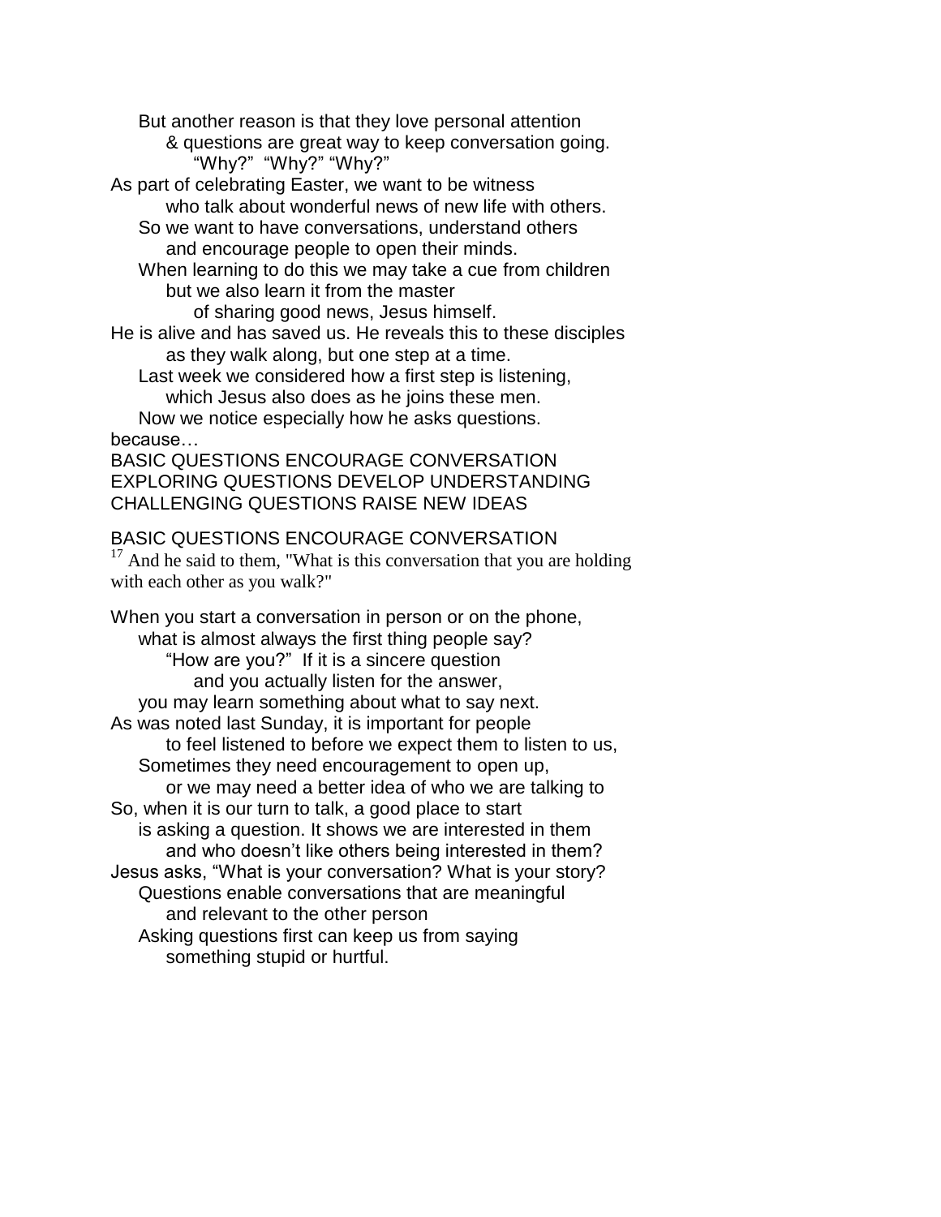But another reason is that they love personal attention
& questions are great way to keep conversation going.
"Why?" "Why?" "Why?"

As part of celebrating Easter, we want to be witness
who talk about wonderful news of new life with others.
So we want to have conversations, understand others
and encourage people to open their minds.
When learning to do this we may take a cue from children
but we also learn it from the master
of sharing good news, Jesus himself.

He is alive and has saved us. He reveals this to these disciples
as they walk along, but one step at a time.
Last week we considered how a first step is listening,
which Jesus also does as he joins these men.
Now we notice especially how he asks questions.
because…

BASIC QUESTIONS ENCOURAGE CONVERSATION
EXPLORING QUESTIONS DEVELOP UNDERSTANDING
CHALLENGING QUESTIONS RAISE NEW IDEAS

BASIC QUESTIONS ENCOURAGE CONVERSATION

[17] And he said to them, "What is this conversation that you are holding with each other as you walk?"

When you start a conversation in person or on the phone,
what is almost always the first thing people say?
"How are you?" If it is a sincere question
and you actually listen for the answer,
you may learn something about what to say next.

As was noted last Sunday, it is important for people
to feel listened to before we expect them to listen to us,
Sometimes they need encouragement to open up,
or we may need a better idea of who we are talking to

So, when it is our turn to talk, a good place to start
is asking a question. It shows we are interested in them
and who doesn't like others being interested in them?

Jesus asks, "What is your conversation? What is your story?
Questions enable conversations that are meaningful
and relevant to the other person
Asking questions first can keep us from saying
something stupid or hurtful.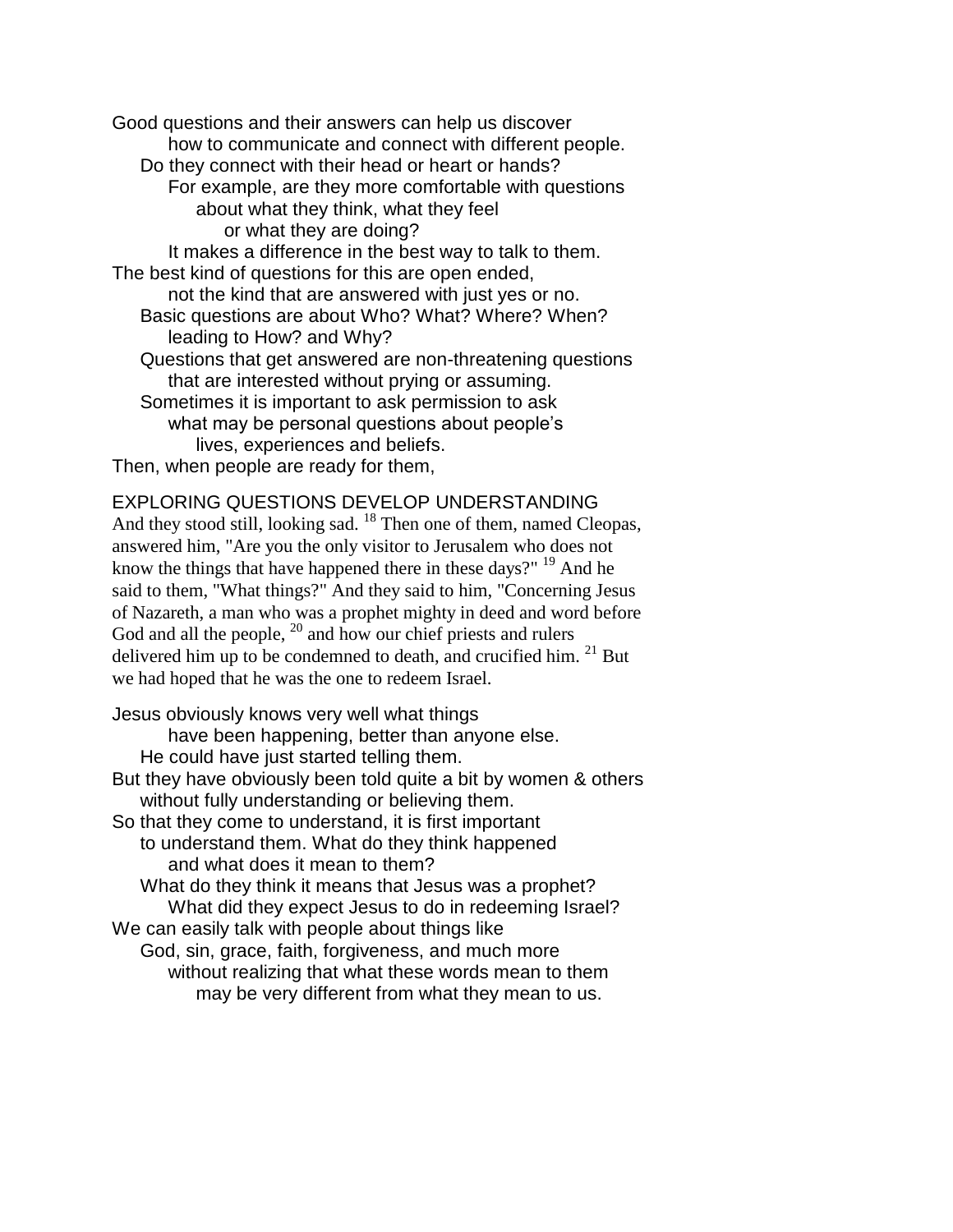Good questions and their answers can help us discover
how to communicate and connect with different people.
Do they connect with their head or heart or hands?
For example, are they more comfortable with questions
about what they think, what they feel
or what they are doing?
It makes a difference in the best way to talk to them.
The best kind of questions for this are open ended,
not the kind that are answered with just yes or no.
Basic questions are about Who? What? Where? When?
leading to How? and Why?
Questions that get answered are non-threatening questions
that are interested without prying or assuming.
Sometimes it is important to ask permission to ask
what may be personal questions about people's
lives, experiences and beliefs.
Then, when people are ready for them,

EXPLORING QUESTIONS DEVELOP UNDERSTANDING

And they stood still, looking sad. [18] Then one of them, named Cleopas, answered him, "Are you the only visitor to Jerusalem who does not know the things that have happened there in these days?" [19] And he said to them, "What things?" And they said to him, "Concerning Jesus of Nazareth, a man who was a prophet mighty in deed and word before God and all the people, [20] and how our chief priests and rulers delivered him up to be condemned to death, and crucified him. [21] But we had hoped that he was the one to redeem Israel.

Jesus obviously knows very well what things
have been happening, better than anyone else.
He could have just started telling them.
But they have obviously been told quite a bit by women & others
without fully understanding or believing them.
So that they come to understand, it is first important
to understand them. What do they think happened
and what does it mean to them?
What do they think it means that Jesus was a prophet?
What did they expect Jesus to do in redeeming Israel?
We can easily talk with people about things like
God, sin, grace, faith, forgiveness, and much more
without realizing that what these words mean to them
may be very different from what they mean to us.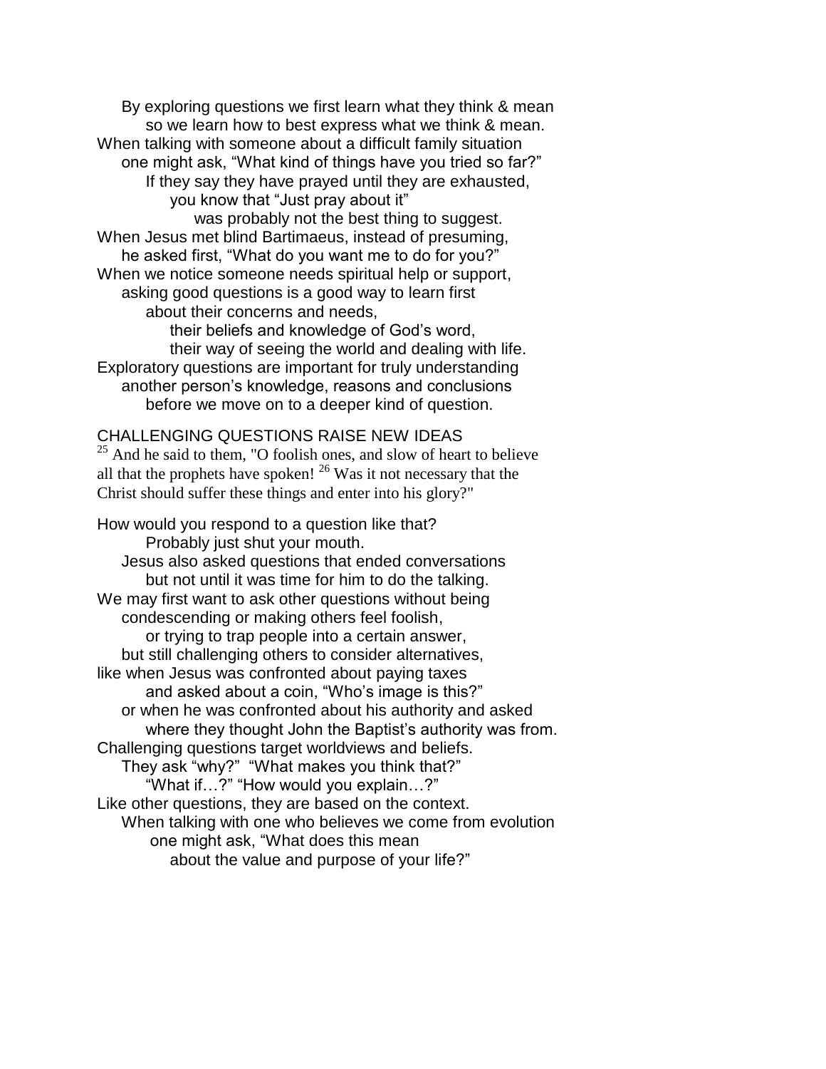By exploring questions we first learn what they think & mean
so we learn how to best express what we think & mean.
When talking with someone about a difficult family situation
one might ask, "What kind of things have you tried so far?"
If they say they have prayed until they are exhausted,
you know that "Just pray about it"
was probably not the best thing to suggest.
When Jesus met blind Bartimaeus, instead of presuming,
he asked first, "What do you want me to do for you?"
When we notice someone needs spiritual help or support,
asking good questions is a good way to learn first
about their concerns and needs,
their beliefs and knowledge of God's word,
their way of seeing the world and dealing with life.
Exploratory questions are important for truly understanding
another person's knowledge, reasons and conclusions
before we move on to a deeper kind of question.

## CHALLENGING QUESTIONS RAISE NEW IDEAS

[25] And he said to them, "O foolish ones, and slow of heart to believe all that the prophets have spoken! [26] Was it not necessary that the Christ should suffer these things and enter into his glory?"

How would you respond to a question like that?
Probably just shut your mouth.
Jesus also asked questions that ended conversations
but not until it was time for him to do the talking.
We may first want to ask other questions without being
condescending or making others feel foolish,
or trying to trap people into a certain answer,
but still challenging others to consider alternatives,
like when Jesus was confronted about paying taxes
and asked about a coin, "Who's image is this?"
or when he was confronted about his authority and asked
where they thought John the Baptist's authority was from.
Challenging questions target worldviews and beliefs.
They ask "why?" "What makes you think that?"
"What if…?" "How would you explain…?"
Like other questions, they are based on the context.
When talking with one who believes we come from evolution
one might ask, "What does this mean
about the value and purpose of your life?"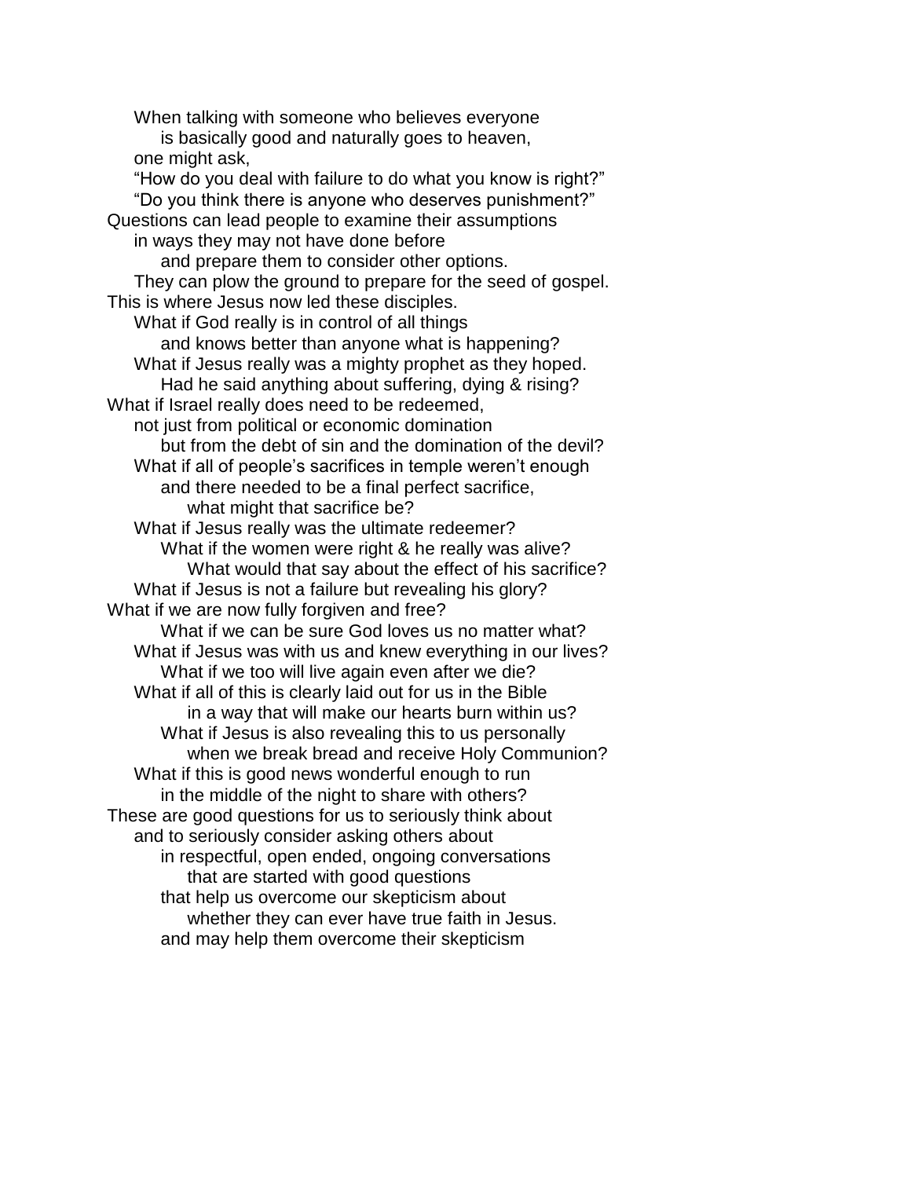When talking with someone who believes everyone
is basically good and naturally goes to heaven,
one might ask,
"How do you deal with failure to do what you know is right?"
"Do you think there is anyone who deserves punishment?"
Questions can lead people to examine their assumptions
in ways they may not have done before
and prepare them to consider other options.
They can plow the ground to prepare for the seed of gospel.
This is where Jesus now led these disciples.
What if God really is in control of all things
and knows better than anyone what is happening?
What if Jesus really was a mighty prophet as they hoped.
Had he said anything about suffering, dying & rising?
What if Israel really does need to be redeemed,
not just from political or economic domination
but from the debt of sin and the domination of the devil?
What if all of people's sacrifices in temple weren't enough
and there needed to be a final perfect sacrifice,
what might that sacrifice be?
What if Jesus really was the ultimate redeemer?
What if the women were right & he really was alive?
What would that say about the effect of his sacrifice?
What if Jesus is not a failure but revealing his glory?
What if we are now fully forgiven and free?
What if we can be sure God loves us no matter what?
What if Jesus was with us and knew everything in our lives?
What if we too will live again even after we die?
What if all of this is clearly laid out for us in the Bible
in a way that will make our hearts burn within us?
What if Jesus is also revealing this to us personally
when we break bread and receive Holy Communion?
What if this is good news wonderful enough to run
in the middle of the night to share with others?
These are good questions for us to seriously think about
and to seriously consider asking others about
in respectful, open ended, ongoing conversations
that are started with good questions
that help us overcome our skepticism about
whether they can ever have true faith in Jesus.
and may help them overcome their skepticism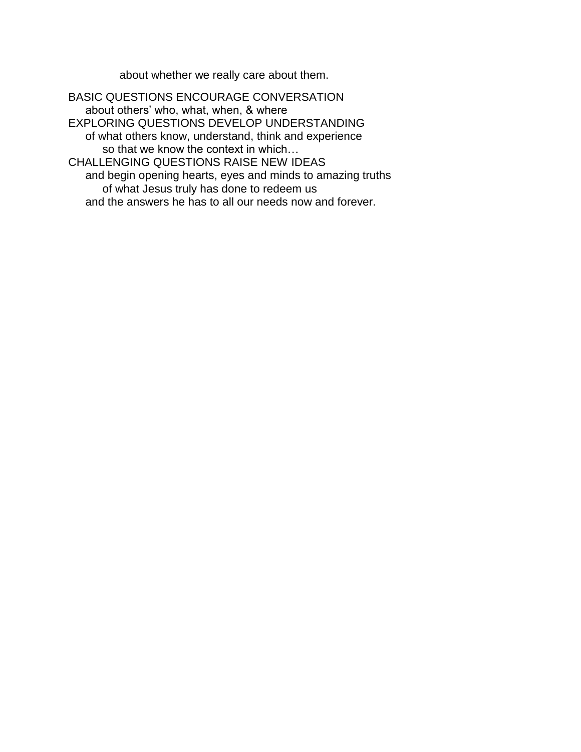about whether we really care about them.

BASIC QUESTIONS ENCOURAGE CONVERSATION
about others' who, what, when, & where
EXPLORING QUESTIONS DEVELOP UNDERSTANDING
of what others know, understand, think and experience
so that we know the context in which…
CHALLENGING QUESTIONS RAISE NEW IDEAS
and begin opening hearts, eyes and minds to amazing truths
of what Jesus truly has done to redeem us
and the answers he has to all our needs now and forever.